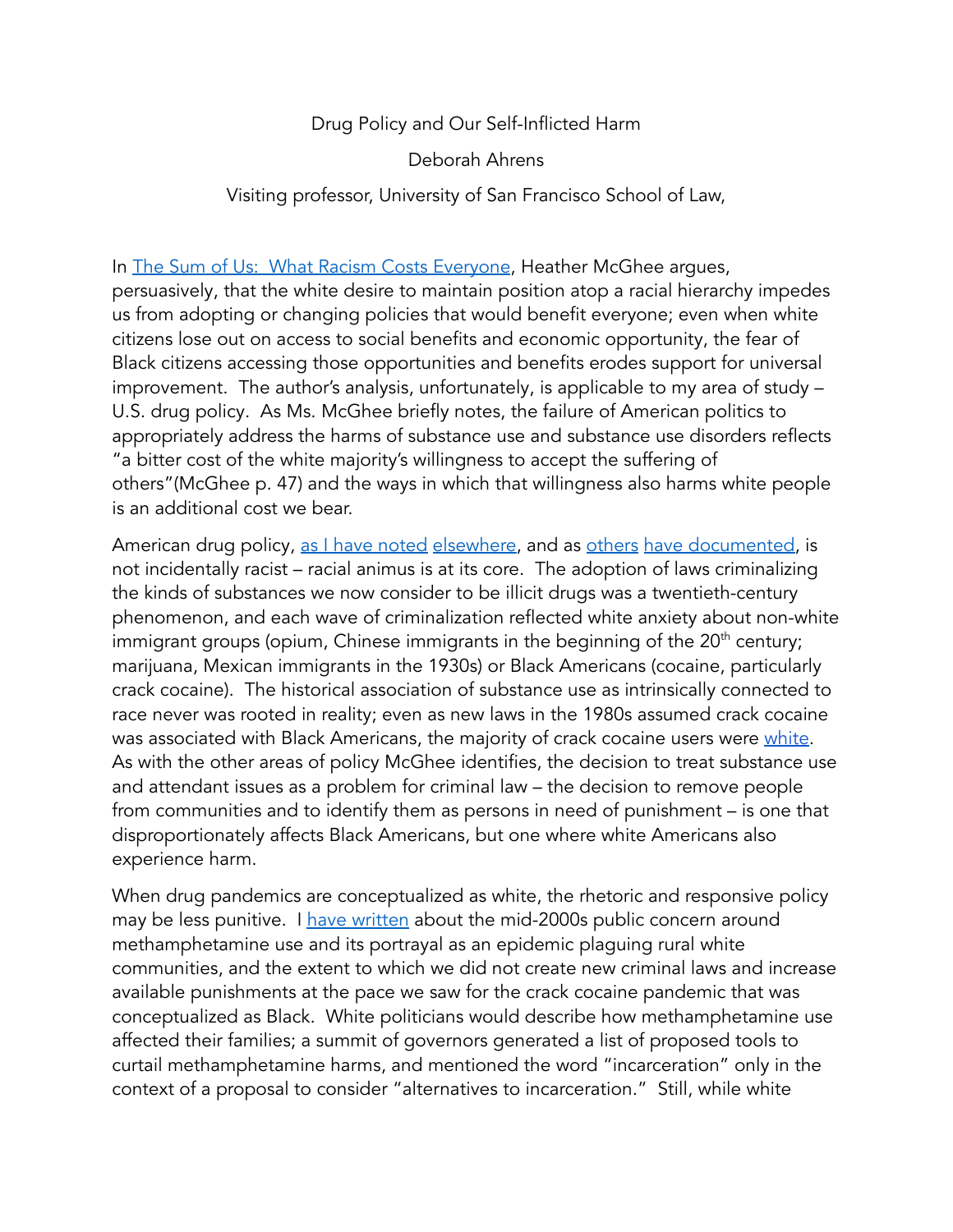Drug Policy and Our Self-Inflicted Harm

Deborah Ahrens

Visiting professor, University of San Francisco School of Law,

In The Sum of Us: What Racism Costs Everyone, Heather McGhee argues, persuasively, that the white desire to maintain position atop a racial hierarchy impedes us from adopting or changing policies that would benefit everyone; even when white citizens lose out on access to social benefits and economic opportunity, the fear of Black citizens accessing those opportunities and benefits erodes support for universal improvement. The author's analysis, unfortunately, is applicable to my area of study – U.S. drug policy. As Ms. McGhee briefly notes, the failure of American politics to appropriately address the harms of substance use and substance use disorders reflects "a bitter cost of the white majority's willingness to accept the suffering of others"(McGhee p. 47) and the ways in which that willingness also harms white people is an additional cost we bear.

American drug policy, as I have noted elsewhere, and as others have documented, is not incidentally racist – racial animus is at its core. The adoption of laws criminalizing the kinds of substances we now consider to be illicit drugs was a twentieth-century phenomenon, and each wave of criminalization reflected white anxiety about non-white immigrant groups (opium, Chinese immigrants in the beginning of the 20th century; marijuana, Mexican immigrants in the 1930s) or Black Americans (cocaine, particularly crack cocaine). The historical association of substance use as intrinsically connected to race never was rooted in reality; even as new laws in the 1980s assumed crack cocaine was associated with Black Americans, the majority of crack cocaine users were white. As with the other areas of policy McGhee identifies, the decision to treat substance use and attendant issues as a problem for criminal law – the decision to remove people from communities and to identify them as persons in need of punishment – is one that disproportionately affects Black Americans, but one where white Americans also experience harm.

When drug pandemics are conceptualized as white, the rhetoric and responsive policy may be less punitive. I have written about the mid-2000s public concern around methamphetamine use and its portrayal as an epidemic plaguing rural white communities, and the extent to which we did not create new criminal laws and increase available punishments at the pace we saw for the crack cocaine pandemic that was conceptualized as Black. White politicians would describe how methamphetamine use affected their families; a summit of governors generated a list of proposed tools to curtail methamphetamine harms, and mentioned the word "incarceration" only in the context of a proposal to consider "alternatives to incarceration." Still, while white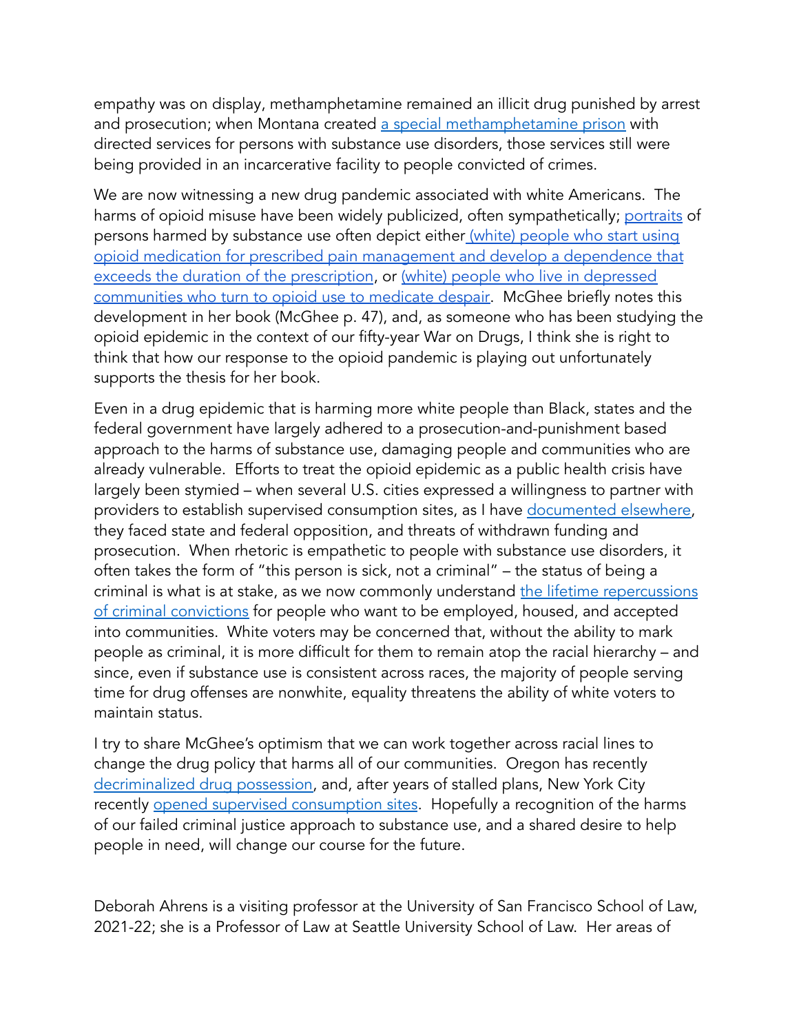empathy was on display, methamphetamine remained an illicit drug punished by arrest and prosecution; when Montana created a special methamphetamine prison with directed services for persons with substance use disorders, those services still were being provided in an incarcerative facility to people convicted of crimes.

We are now witnessing a new drug pandemic associated with white Americans. The harms of opioid misuse have been widely publicized, often sympathetically; portraits of persons harmed by substance use often depict either (white) people who start using opioid medication for prescribed pain management and develop a dependence that exceeds the duration of the prescription, or (white) people who live in depressed communities who turn to opioid use to medicate despair. McGhee briefly notes this development in her book (McGhee p. 47), and, as someone who has been studying the opioid epidemic in the context of our fifty-year War on Drugs, I think she is right to think that how our response to the opioid pandemic is playing out unfortunately supports the thesis for her book.

Even in a drug epidemic that is harming more white people than Black, states and the federal government have largely adhered to a prosecution-and-punishment based approach to the harms of substance use, damaging people and communities who are already vulnerable. Efforts to treat the opioid epidemic as a public health crisis have largely been stymied – when several U.S. cities expressed a willingness to partner with providers to establish supervised consumption sites, as I have documented elsewhere, they faced state and federal opposition, and threats of withdrawn funding and prosecution. When rhetoric is empathetic to people with substance use disorders, it often takes the form of "this person is sick, not a criminal" – the status of being a criminal is what is at stake, as we now commonly understand the lifetime repercussions of criminal convictions for people who want to be employed, housed, and accepted into communities. White voters may be concerned that, without the ability to mark people as criminal, it is more difficult for them to remain atop the racial hierarchy – and since, even if substance use is consistent across races, the majority of people serving time for drug offenses are nonwhite, equality threatens the ability of white voters to maintain status.

I try to share McGhee's optimism that we can work together across racial lines to change the drug policy that harms all of our communities. Oregon has recently decriminalized drug possession, and, after years of stalled plans, New York City recently opened supervised consumption sites. Hopefully a recognition of the harms of our failed criminal justice approach to substance use, and a shared desire to help people in need, will change our course for the future.

Deborah Ahrens is a visiting professor at the University of San Francisco School of Law, 2021-22; she is a Professor of Law at Seattle University School of Law. Her areas of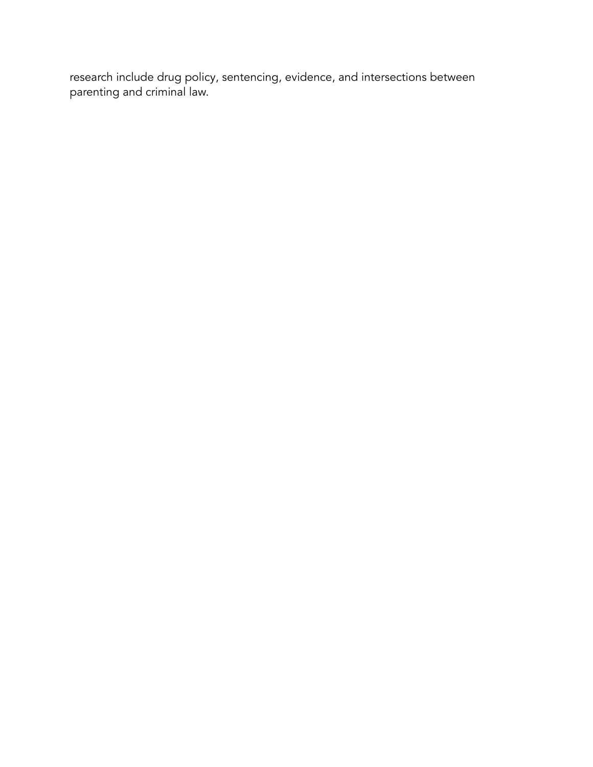research include drug policy, sentencing, evidence, and intersections between parenting and criminal law.